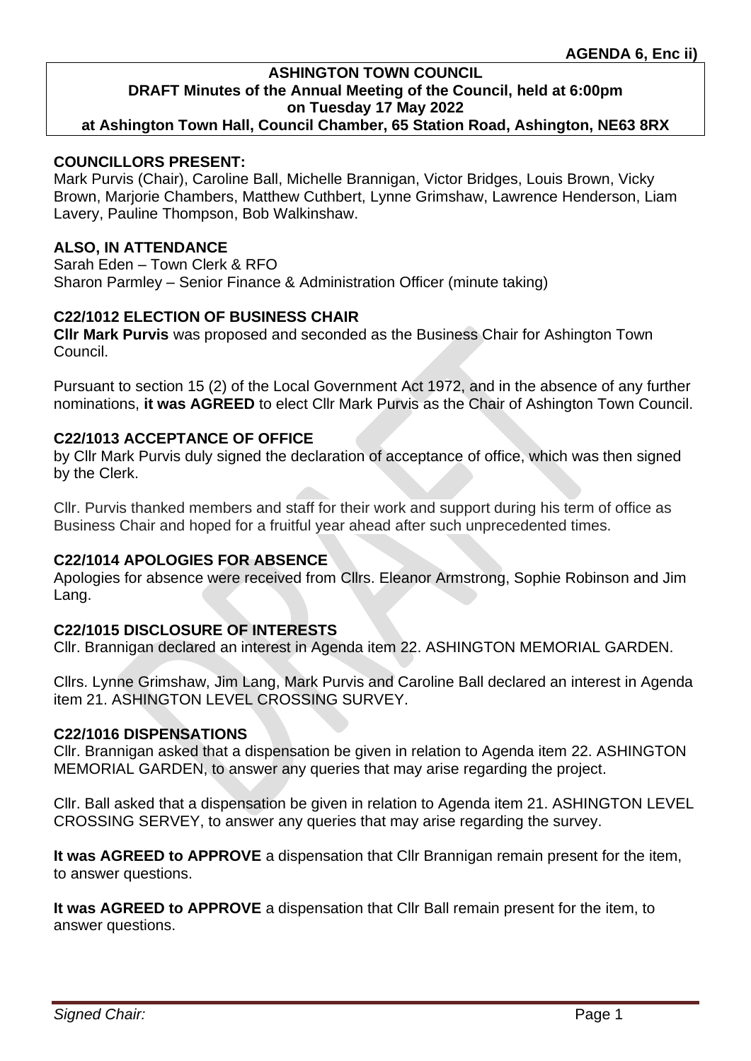**AGENDA 6, Enc ii)**

**ASHINGTON TOWN COUNCIL**
**DRAFT Minutes of the Annual Meeting of the Council, held at 6:00pm on Tuesday 17 May 2022**
**at Ashington Town Hall, Council Chamber, 65 Station Road, Ashington, NE63 8RX**

**COUNCILLORS PRESENT:**
Mark Purvis (Chair), Caroline Ball, Michelle Brannigan, Victor Bridges, Louis Brown, Vicky Brown, Marjorie Chambers, Matthew Cuthbert, Lynne Grimshaw, Lawrence Henderson, Liam Lavery, Pauline Thompson, Bob Walkinshaw.

**ALSO, IN ATTENDANCE**
Sarah Eden – Town Clerk & RFO
Sharon Parmley – Senior Finance & Administration Officer (minute taking)

**C22/1012 ELECTION OF BUSINESS CHAIR**
**Cllr Mark Purvis** was proposed and seconded as the Business Chair for Ashington Town Council.

Pursuant to section 15 (2) of the Local Government Act 1972, and in the absence of any further nominations, **it was AGREED** to elect Cllr Mark Purvis as the Chair of Ashington Town Council.

**C22/1013 ACCEPTANCE OF OFFICE**
by Cllr Mark Purvis duly signed the declaration of acceptance of office, which was then signed by the Clerk.

Cllr. Purvis thanked members and staff for their work and support during his term of office as Business Chair and hoped for a fruitful year ahead after such unprecedented times.

**C22/1014 APOLOGIES FOR ABSENCE**
Apologies for absence were received from Cllrs. Eleanor Armstrong, Sophie Robinson and Jim Lang.

**C22/1015 DISCLOSURE OF INTERESTS**
Cllr. Brannigan declared an interest in Agenda item 22. ASHINGTON MEMORIAL GARDEN.

Cllrs. Lynne Grimshaw, Jim Lang, Mark Purvis and Caroline Ball declared an interest in Agenda item 21. ASHINGTON LEVEL CROSSING SURVEY.

**C22/1016 DISPENSATIONS**
Cllr. Brannigan asked that a dispensation be given in relation to Agenda item 22. ASHINGTON MEMORIAL GARDEN, to answer any queries that may arise regarding the project.

Cllr. Ball asked that a dispensation be given in relation to Agenda item 21. ASHINGTON LEVEL CROSSING SERVEY, to answer any queries that may arise regarding the survey.

**It was AGREED to APPROVE** a dispensation that Cllr Brannigan remain present for the item, to answer questions.

**It was AGREED to APPROVE** a dispensation that Cllr Ball remain present for the item, to answer questions.

*Signed Chair:*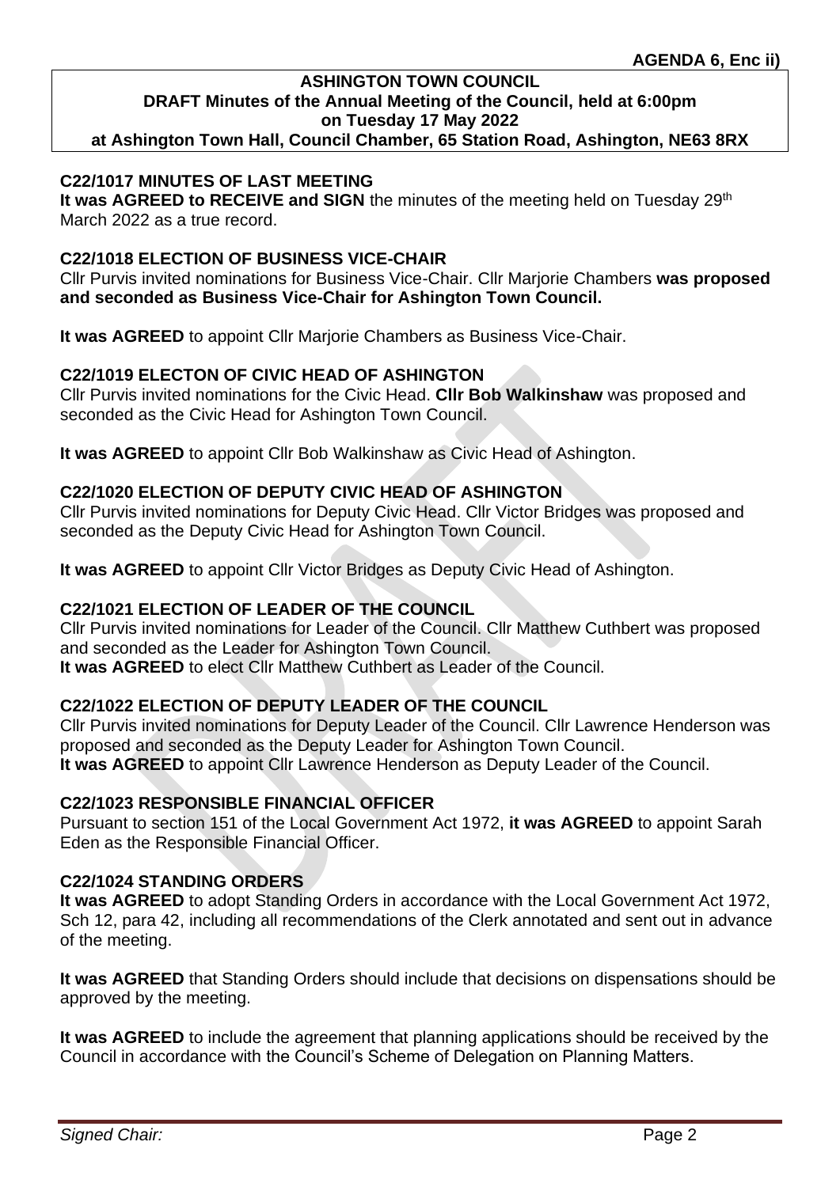**AGENDA 6, Enc ii)**

**ASHINGTON TOWN COUNCIL**
**DRAFT Minutes of the Annual Meeting of the Council, held at 6:00pm on Tuesday 17 May 2022**
**at Ashington Town Hall, Council Chamber, 65 Station Road, Ashington, NE63 8RX**

**C22/1017 MINUTES OF LAST MEETING**

**It was AGREED to RECEIVE and SIGN** the minutes of the meeting held on Tuesday 29th March 2022 as a true record.

**C22/1018 ELECTION OF BUSINESS VICE-CHAIR**

Cllr Purvis invited nominations for Business Vice-Chair. Cllr Marjorie Chambers **was proposed and seconded as Business Vice-Chair for Ashington Town Council.**

**It was AGREED** to appoint Cllr Marjorie Chambers as Business Vice-Chair.

**C22/1019 ELECTON OF CIVIC HEAD OF ASHINGTON**

Cllr Purvis invited nominations for the Civic Head. **Cllr Bob Walkinshaw** was proposed and seconded as the Civic Head for Ashington Town Council.

**It was AGREED** to appoint Cllr Bob Walkinshaw as Civic Head of Ashington.

**C22/1020 ELECTION OF DEPUTY CIVIC HEAD OF ASHINGTON**

Cllr Purvis invited nominations for Deputy Civic Head. Cllr Victor Bridges was proposed and seconded as the Deputy Civic Head for Ashington Town Council.

**It was AGREED** to appoint Cllr Victor Bridges as Deputy Civic Head of Ashington.

**C22/1021 ELECTION OF LEADER OF THE COUNCIL**

Cllr Purvis invited nominations for Leader of the Council. Cllr Matthew Cuthbert was proposed and seconded as the Leader for Ashington Town Council.
**It was AGREED** to elect Cllr Matthew Cuthbert as Leader of the Council.

**C22/1022 ELECTION OF DEPUTY LEADER OF THE COUNCIL**

Cllr Purvis invited nominations for Deputy Leader of the Council. Cllr Lawrence Henderson was proposed and seconded as the Deputy Leader for Ashington Town Council.
**It was AGREED** to appoint Cllr Lawrence Henderson as Deputy Leader of the Council.

**C22/1023 RESPONSIBLE FINANCIAL OFFICER**

Pursuant to section 151 of the Local Government Act 1972, **it was AGREED** to appoint Sarah Eden as the Responsible Financial Officer.

**C22/1024 STANDING ORDERS**

**It was AGREED** to adopt Standing Orders in accordance with the Local Government Act 1972, Sch 12, para 42, including all recommendations of the Clerk annotated and sent out in advance of the meeting.

**It was AGREED** that Standing Orders should include that decisions on dispensations should be approved by the meeting.

**It was AGREED** to include the agreement that planning applications should be received by the Council in accordance with the Council's Scheme of Delegation on Planning Matters.

*Signed Chair:*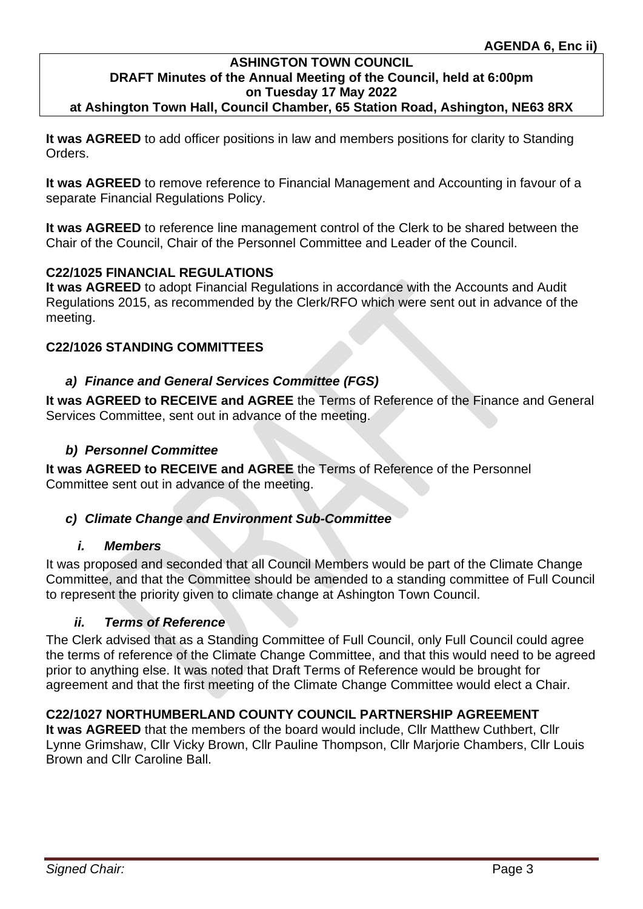**AGENDA 6, Enc ii)**

**ASHINGTON TOWN COUNCIL**
**DRAFT Minutes of the Annual Meeting of the Council, held at 6:00pm on Tuesday 17 May 2022**
**at Ashington Town Hall, Council Chamber, 65 Station Road, Ashington, NE63 8RX**

**It was AGREED** to add officer positions in law and members positions for clarity to Standing Orders.

**It was AGREED** to remove reference to Financial Management and Accounting in favour of a separate Financial Regulations Policy.

**It was AGREED** to reference line management control of the Clerk to be shared between the Chair of the Council, Chair of the Personnel Committee and Leader of the Council.

### C22/1025 FINANCIAL REGULATIONS

**It was AGREED** to adopt Financial Regulations in accordance with the Accounts and Audit Regulations 2015, as recommended by the Clerk/RFO which were sent out in advance of the meeting.

### C22/1026 STANDING COMMITTEES

#### *a) Finance and General Services Committee (FGS)*

**It was AGREED to RECEIVE and AGREE** the Terms of Reference of the Finance and General Services Committee, sent out in advance of the meeting.

#### *b) Personnel Committee*

**It was AGREED to RECEIVE and AGREE** the Terms of Reference of the Personnel Committee sent out in advance of the meeting.

#### *c) Climate Change and Environment Sub-Committee*

##### *i. Members*

It was proposed and seconded that all Council Members would be part of the Climate Change Committee, and that the Committee should be amended to a standing committee of Full Council to represent the priority given to climate change at Ashington Town Council.

##### *ii. Terms of Reference*

The Clerk advised that as a Standing Committee of Full Council, only Full Council could agree the terms of reference of the Climate Change Committee, and that this would need to be agreed prior to anything else. It was noted that Draft Terms of Reference would be brought for agreement and that the first meeting of the Climate Change Committee would elect a Chair.

### C22/1027 NORTHUMBERLAND COUNTY COUNCIL PARTNERSHIP AGREEMENT

**It was AGREED** that the members of the board would include, Cllr Matthew Cuthbert, Cllr Lynne Grimshaw, Cllr Vicky Brown, Cllr Pauline Thompson, Cllr Marjorie Chambers, Cllr Louis Brown and Cllr Caroline Ball.

*Signed Chair:*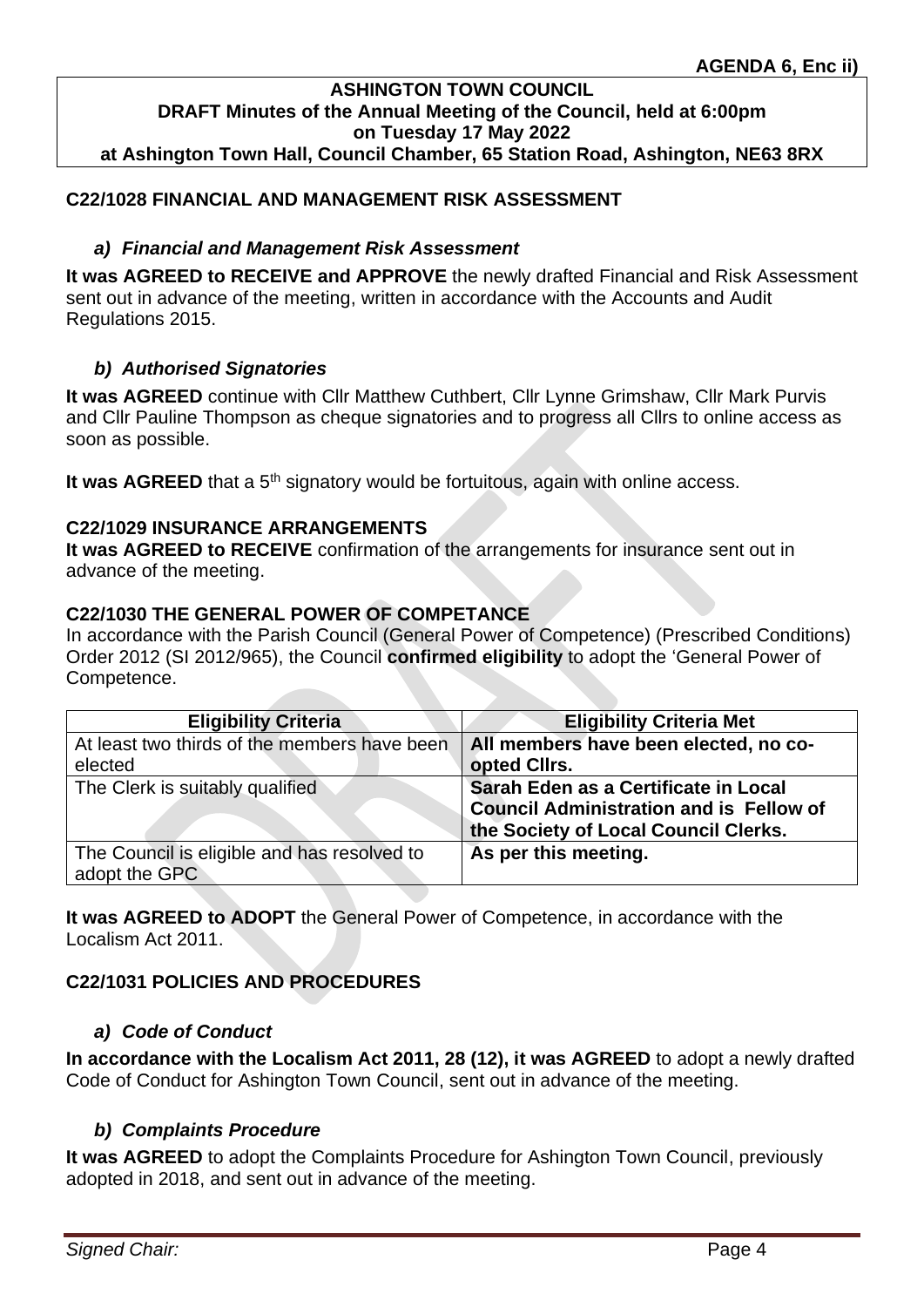**AGENDA 6, Enc ii)**

**ASHINGTON TOWN COUNCIL**
**DRAFT Minutes of the Annual Meeting of the Council, held at 6:00pm on Tuesday 17 May 2022 at Ashington Town Hall, Council Chamber, 65 Station Road, Ashington, NE63 8RX**

### C22/1028 FINANCIAL AND MANAGEMENT RISK ASSESSMENT

#### *a) Financial and Management Risk Assessment*

**It was AGREED to RECEIVE and APPROVE** the newly drafted Financial and Risk Assessment sent out in advance of the meeting, written in accordance with the Accounts and Audit Regulations 2015.

#### *b) Authorised Signatories*

**It was AGREED** continue with Cllr Matthew Cuthbert, Cllr Lynne Grimshaw, Cllr Mark Purvis and Cllr Pauline Thompson as cheque signatories and to progress all Cllrs to online access as soon as possible.

**It was AGREED** that a 5th signatory would be fortuitous, again with online access.

### C22/1029 INSURANCE ARRANGEMENTS

**It was AGREED to RECEIVE** confirmation of the arrangements for insurance sent out in advance of the meeting.

### C22/1030 THE GENERAL POWER OF COMPETANCE

In accordance with the Parish Council (General Power of Competence) (Prescribed Conditions) Order 2012 (SI 2012/965), the Council **confirmed eligibility** to adopt the 'General Power of Competence.

| Eligibility Criteria | Eligibility Criteria Met |
|---|---|
| At least two thirds of the members have been elected | **All members have been elected, no co-opted Cllrs.** |
| The Clerk is suitably qualified | **Sarah Eden as a Certificate in Local Council Administration and is Fellow of the Society of Local Council Clerks.** |
| The Council is eligible and has resolved to adopt the GPC | **As per this meeting.** |

**It was AGREED to ADOPT** the General Power of Competence, in accordance with the Localism Act 2011.

### C22/1031 POLICIES AND PROCEDURES

#### *a) Code of Conduct*

**In accordance with the Localism Act 2011, 28 (12), it was AGREED** to adopt a newly drafted Code of Conduct for Ashington Town Council, sent out in advance of the meeting.

#### *b) Complaints Procedure*

**It was AGREED** to adopt the Complaints Procedure for Ashington Town Council, previously adopted in 2018, and sent out in advance of the meeting.

*Signed Chair:*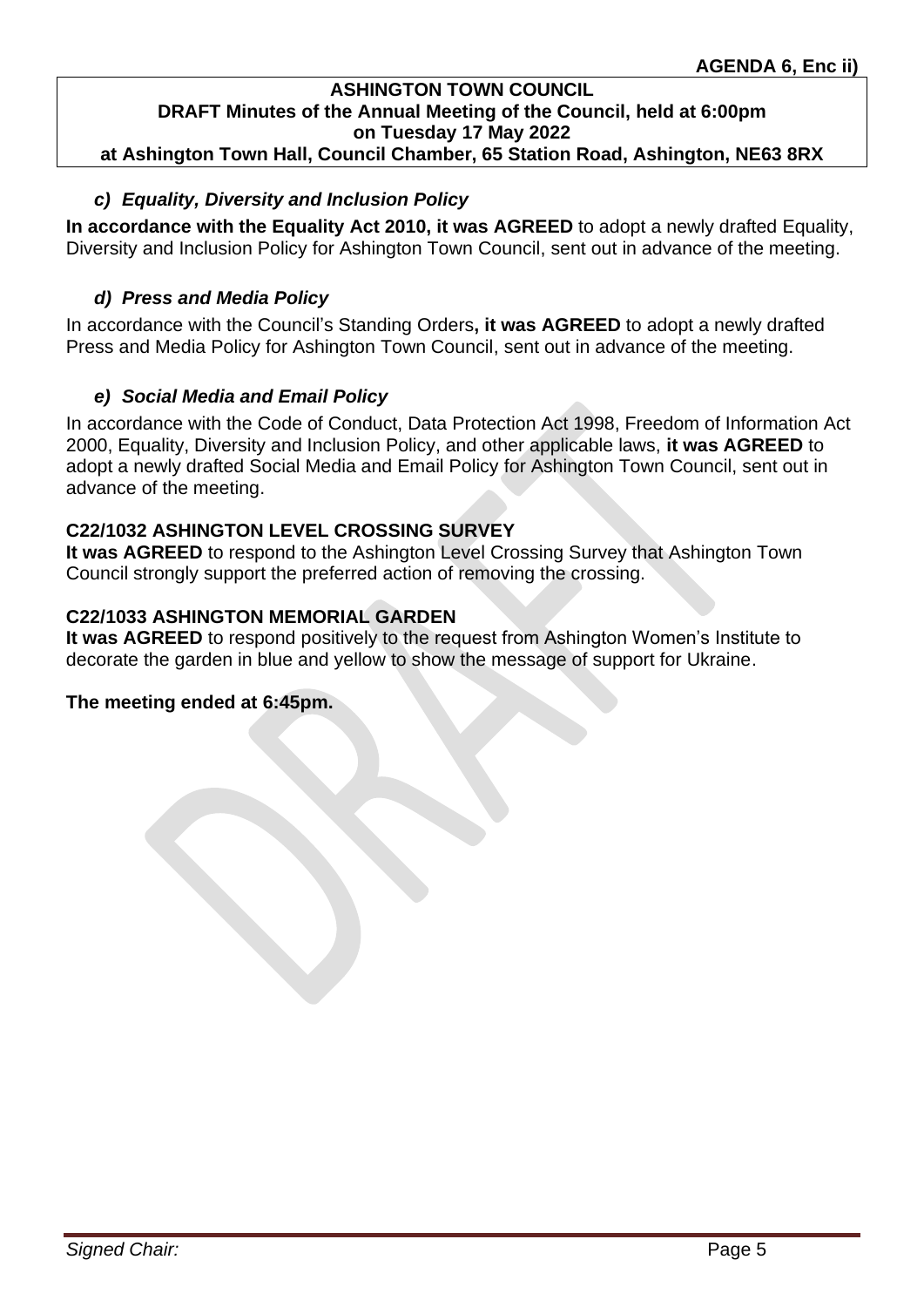**AGENDA 6, Enc ii)**

**ASHINGTON TOWN COUNCIL**
**DRAFT Minutes of the Annual Meeting of the Council, held at 6:00pm on Tuesday 17 May 2022**
**at Ashington Town Hall, Council Chamber, 65 Station Road, Ashington, NE63 8RX**

### *c) Equality, Diversity and Inclusion Policy*

**In accordance with the Equality Act 2010, it was AGREED** to adopt a newly drafted Equality, Diversity and Inclusion Policy for Ashington Town Council, sent out in advance of the meeting.

### *d) Press and Media Policy*

In accordance with the Council's Standing Orders**, it was AGREED** to adopt a newly drafted Press and Media Policy for Ashington Town Council, sent out in advance of the meeting.

### *e) Social Media and Email Policy*

In accordance with the Code of Conduct, Data Protection Act 1998, Freedom of Information Act 2000, Equality, Diversity and Inclusion Policy, and other applicable laws, **it was AGREED** to adopt a newly drafted Social Media and Email Policy for Ashington Town Council, sent out in advance of the meeting.

### C22/1032 ASHINGTON LEVEL CROSSING SURVEY

**It was AGREED** to respond to the Ashington Level Crossing Survey that Ashington Town Council strongly support the preferred action of removing the crossing.

### C22/1033 ASHINGTON MEMORIAL GARDEN

**It was AGREED** to respond positively to the request from Ashington Women's Institute to decorate the garden in blue and yellow to show the message of support for Ukraine.

**The meeting ended at 6:45pm.**

*Signed Chair:*